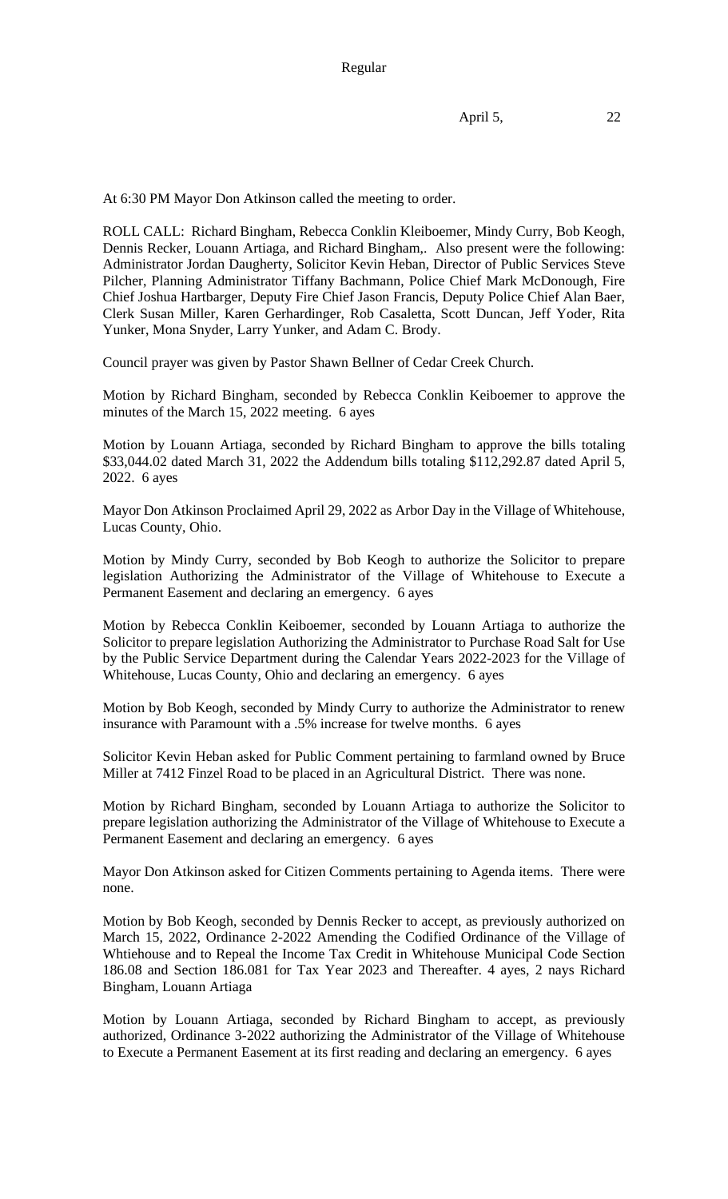Regular

April 5, 22

At 6:30 PM Mayor Don Atkinson called the meeting to order.

ROLL CALL: Richard Bingham, Rebecca Conklin Kleiboemer, Mindy Curry, Bob Keogh, Dennis Recker, Louann Artiaga, and Richard Bingham,. Also present were the following: Administrator Jordan Daugherty, Solicitor Kevin Heban, Director of Public Services Steve Pilcher, Planning Administrator Tiffany Bachmann, Police Chief Mark McDonough, Fire Chief Joshua Hartbarger, Deputy Fire Chief Jason Francis, Deputy Police Chief Alan Baer, Clerk Susan Miller, Karen Gerhardinger, Rob Casaletta, Scott Duncan, Jeff Yoder, Rita Yunker, Mona Snyder, Larry Yunker, and Adam C. Brody.

Council prayer was given by Pastor Shawn Bellner of Cedar Creek Church.

Motion by Richard Bingham, seconded by Rebecca Conklin Keiboemer to approve the minutes of the March 15, 2022 meeting. 6 ayes

Motion by Louann Artiaga, seconded by Richard Bingham to approve the bills totaling $33,044.02 dated March 31, 2022 the Addendum bills totaling $112,292.87 dated April 5, 2022. 6 ayes

Mayor Don Atkinson Proclaimed April 29, 2022 as Arbor Day in the Village of Whitehouse, Lucas County, Ohio.

Motion by Mindy Curry, seconded by Bob Keogh to authorize the Solicitor to prepare legislation Authorizing the Administrator of the Village of Whitehouse to Execute a Permanent Easement and declaring an emergency. 6 ayes

Motion by Rebecca Conklin Keiboemer, seconded by Louann Artiaga to authorize the Solicitor to prepare legislation Authorizing the Administrator to Purchase Road Salt for Use by the Public Service Department during the Calendar Years 2022-2023 for the Village of Whitehouse, Lucas County, Ohio and declaring an emergency. 6 ayes

Motion by Bob Keogh, seconded by Mindy Curry to authorize the Administrator to renew insurance with Paramount with a .5% increase for twelve months. 6 ayes

Solicitor Kevin Heban asked for Public Comment pertaining to farmland owned by Bruce Miller at 7412 Finzel Road to be placed in an Agricultural District. There was none.

Motion by Richard Bingham, seconded by Louann Artiaga to authorize the Solicitor to prepare legislation authorizing the Administrator of the Village of Whitehouse to Execute a Permanent Easement and declaring an emergency. 6 ayes

Mayor Don Atkinson asked for Citizen Comments pertaining to Agenda items. There were none.

Motion by Bob Keogh, seconded by Dennis Recker to accept, as previously authorized on March 15, 2022, Ordinance 2-2022 Amending the Codified Ordinance of the Village of Whtiehouse and to Repeal the Income Tax Credit in Whitehouse Municipal Code Section 186.08 and Section 186.081 for Tax Year 2023 and Thereafter. 4 ayes, 2 nays Richard Bingham, Louann Artiaga

Motion by Louann Artiaga, seconded by Richard Bingham to accept, as previously authorized, Ordinance 3-2022 authorizing the Administrator of the Village of Whitehouse to Execute a Permanent Easement at its first reading and declaring an emergency. 6 ayes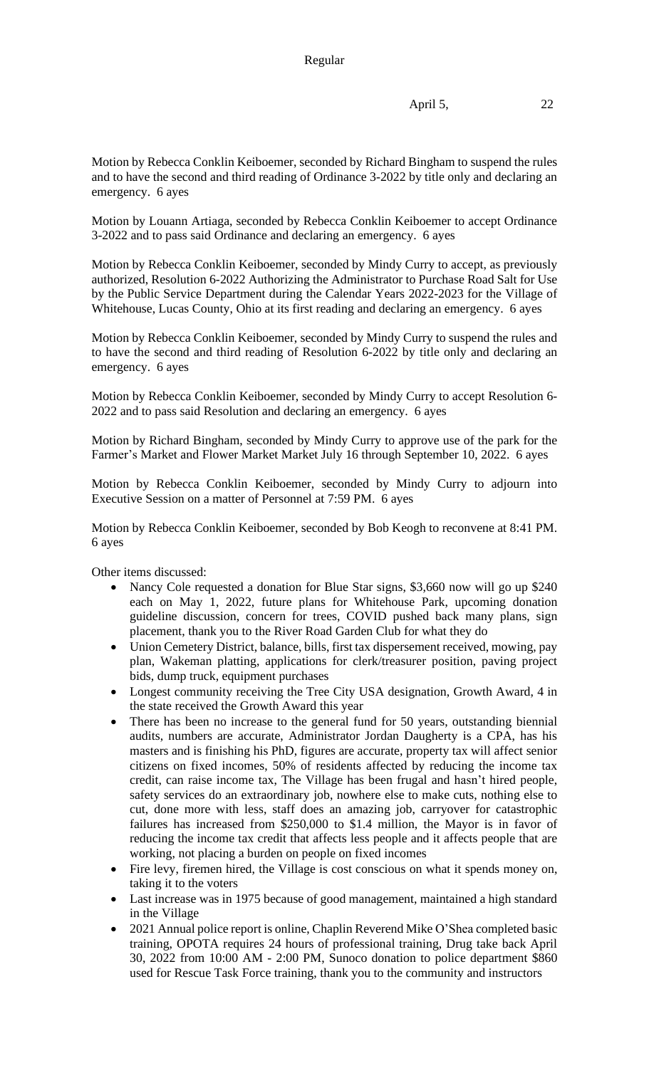Motion by Rebecca Conklin Keiboemer, seconded by Richard Bingham to suspend the rules and to have the second and third reading of Ordinance 3-2022 by title only and declaring an emergency. 6 ayes

Motion by Louann Artiaga, seconded by Rebecca Conklin Keiboemer to accept Ordinance 3-2022 and to pass said Ordinance and declaring an emergency. 6 ayes

Motion by Rebecca Conklin Keiboemer, seconded by Mindy Curry to accept, as previously authorized, Resolution 6-2022 Authorizing the Administrator to Purchase Road Salt for Use by the Public Service Department during the Calendar Years 2022-2023 for the Village of Whitehouse, Lucas County, Ohio at its first reading and declaring an emergency. 6 ayes

Motion by Rebecca Conklin Keiboemer, seconded by Mindy Curry to suspend the rules and to have the second and third reading of Resolution 6-2022 by title only and declaring an emergency. 6 ayes

Motion by Rebecca Conklin Keiboemer, seconded by Mindy Curry to accept Resolution 6-2022 and to pass said Resolution and declaring an emergency. 6 ayes

Motion by Richard Bingham, seconded by Mindy Curry to approve use of the park for the Farmer's Market and Flower Market Market July 16 through September 10, 2022. 6 ayes

Motion by Rebecca Conklin Keiboemer, seconded by Mindy Curry to adjourn into Executive Session on a matter of Personnel at 7:59 PM. 6 ayes

Motion by Rebecca Conklin Keiboemer, seconded by Bob Keogh to reconvene at 8:41 PM. 6 ayes

Other items discussed:

- Nancy Cole requested a donation for Blue Star signs, $3,660 now will go up $240 each on May 1, 2022, future plans for Whitehouse Park, upcoming donation guideline discussion, concern for trees, COVID pushed back many plans, sign placement, thank you to the River Road Garden Club for what they do
- Union Cemetery District, balance, bills, first tax dispersement received, mowing, pay plan, Wakeman platting, applications for clerk/treasurer position, paving project bids, dump truck, equipment purchases
- Longest community receiving the Tree City USA designation, Growth Award, 4 in the state received the Growth Award this year
- There has been no increase to the general fund for 50 years, outstanding biennial audits, numbers are accurate, Administrator Jordan Daugherty is a CPA, has his masters and is finishing his PhD, figures are accurate, property tax will affect senior citizens on fixed incomes, 50% of residents affected by reducing the income tax credit, can raise income tax, The Village has been frugal and hasn't hired people, safety services do an extraordinary job, nowhere else to make cuts, nothing else to cut, done more with less, staff does an amazing job, carryover for catastrophic failures has increased from $250,000 to $1.4 million, the Mayor is in favor of reducing the income tax credit that affects less people and it affects people that are working, not placing a burden on people on fixed incomes
- Fire levy, firemen hired, the Village is cost conscious on what it spends money on, taking it to the voters
- Last increase was in 1975 because of good management, maintained a high standard in the Village
- 2021 Annual police report is online, Chaplin Reverend Mike O'Shea completed basic training, OPOTA requires 24 hours of professional training, Drug take back April 30, 2022 from 10:00 AM - 2:00 PM, Sunoco donation to police department $860 used for Rescue Task Force training, thank you to the community and instructors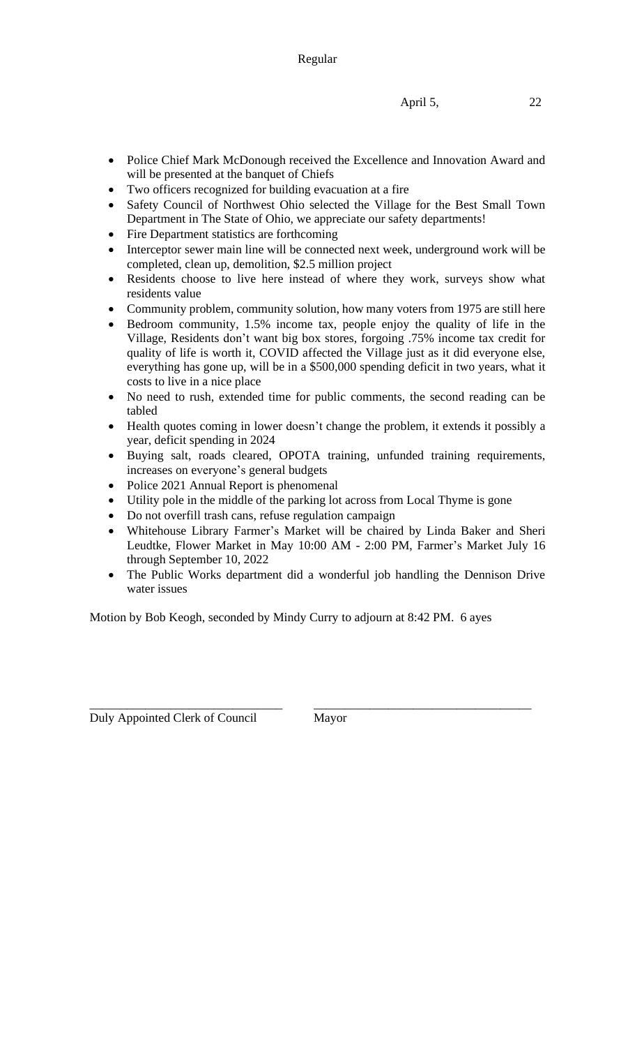- Police Chief Mark McDonough received the Excellence and Innovation Award and will be presented at the banquet of Chiefs
- Two officers recognized for building evacuation at a fire
- Safety Council of Northwest Ohio selected the Village for the Best Small Town Department in The State of Ohio, we appreciate our safety departments!
- Fire Department statistics are forthcoming
- Interceptor sewer main line will be connected next week, underground work will be completed, clean up, demolition, $2.5 million project
- Residents choose to live here instead of where they work, surveys show what residents value
- Community problem, community solution, how many voters from 1975 are still here
- Bedroom community, 1.5% income tax, people enjoy the quality of life in the Village, Residents don't want big box stores, forgoing .75% income tax credit for quality of life is worth it, COVID affected the Village just as it did everyone else, everything has gone up, will be in a $500,000 spending deficit in two years, what it costs to live in a nice place
- No need to rush, extended time for public comments, the second reading can be tabled
- Health quotes coming in lower doesn't change the problem, it extends it possibly a year, deficit spending in 2024
- Buying salt, roads cleared, OPOTA training, unfunded training requirements, increases on everyone's general budgets
- Police 2021 Annual Report is phenomenal
- Utility pole in the middle of the parking lot across from Local Thyme is gone
- Do not overfill trash cans, refuse regulation campaign
- Whitehouse Library Farmer's Market will be chaired by Linda Baker and Sheri Leudtke, Flower Market in May 10:00 AM - 2:00 PM, Farmer's Market July 16 through September 10, 2022
- The Public Works department did a wonderful job handling the Dennison Drive water issues

Motion by Bob Keogh, seconded by Mindy Curry to adjourn at 8:42 PM. 6 ayes

_______________________________ \_\_\_\_\_\_\_\_\_\_\_\_\_\_\_\_\_\_\_\_\_\_\_\_\_\_\_\_\_\_\_\_\_\_\_

Duly Appointed Clerk of Council        Mayor